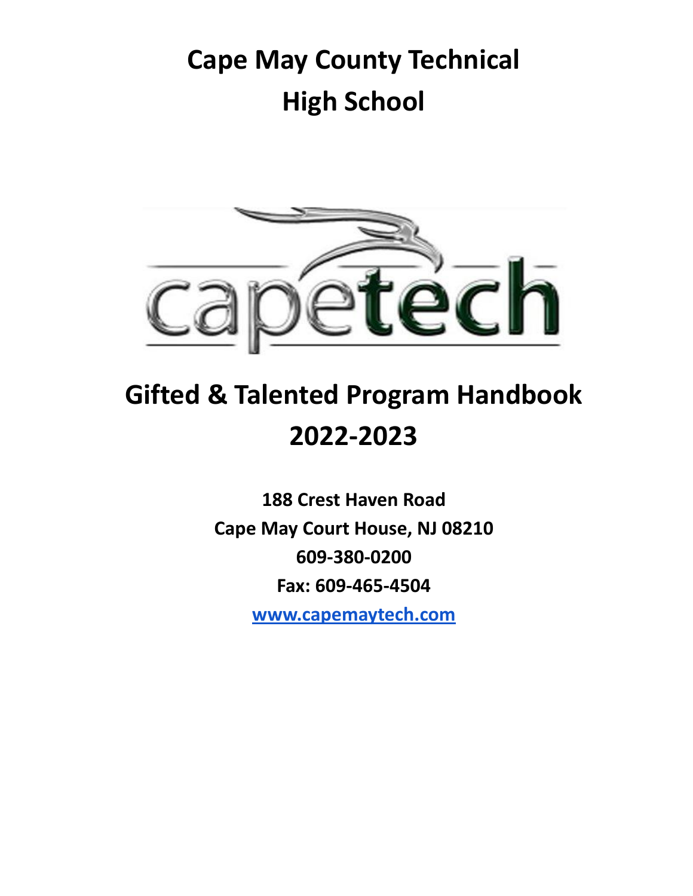# Cape May County Technical High School

capetech

# Gifted & Talented Program Handbook 2022-2023

**188 Crest Haven Road**
**Cape May Court House, NJ 08210**
**609-380-0200**
**Fax: 609-465-4504**
**[www.capemaytech.com](www.capemaytech.com)**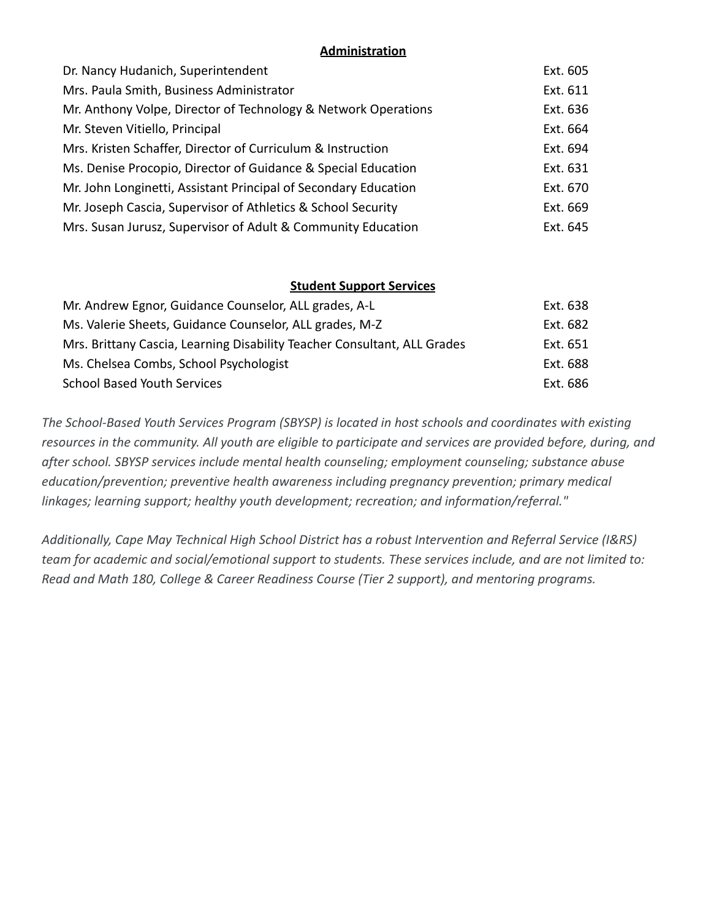**Administration**

| | |
|---|---|
| Dr. Nancy Hudanich, Superintendent | Ext. 605 |
| Mrs. Paula Smith, Business Administrator | Ext. 611 |
| Mr. Anthony Volpe, Director of Technology & Network Operations | Ext. 636 |
| Mr. Steven Vitiello, Principal | Ext. 664 |
| Mrs. Kristen Schaffer, Director of Curriculum & Instruction | Ext. 694 |
| Ms. Denise Procopio, Director of Guidance & Special Education | Ext. 631 |
| Mr. John Longinetti, Assistant Principal of Secondary Education | Ext. 670 |
| Mr. Joseph Cascia, Supervisor of Athletics & School Security | Ext. 669 |
| Mrs. Susan Jurusz, Supervisor of Adult & Community Education | Ext. 645 |

**Student Support Services**

| | |
|---|---|
| Mr. Andrew Egnor, Guidance Counselor, ALL grades, A-L | Ext. 638 |
| Ms. Valerie Sheets, Guidance Counselor, ALL grades, M-Z | Ext. 682 |
| Mrs. Brittany Cascia, Learning Disability Teacher Consultant, ALL Grades | Ext. 651 |
| Ms. Chelsea Combs, School Psychologist | Ext. 688 |
| School Based Youth Services | Ext. 686 |

*The School-Based Youth Services Program (SBYSP) is located in host schools and coordinates with existing resources in the community. All youth are eligible to participate and services are provided before, during, and after school. SBYSP services include mental health counseling; employment counseling; substance abuse education/prevention; preventive health awareness including pregnancy prevention; primary medical linkages; learning support; healthy youth development; recreation; and information/referral."*

*Additionally, Cape May Technical High School District has a robust Intervention and Referral Service (I&RS) team for academic and social/emotional support to students. These services include, and are not limited to: Read and Math 180, College & Career Readiness Course (Tier 2 support), and mentoring programs.*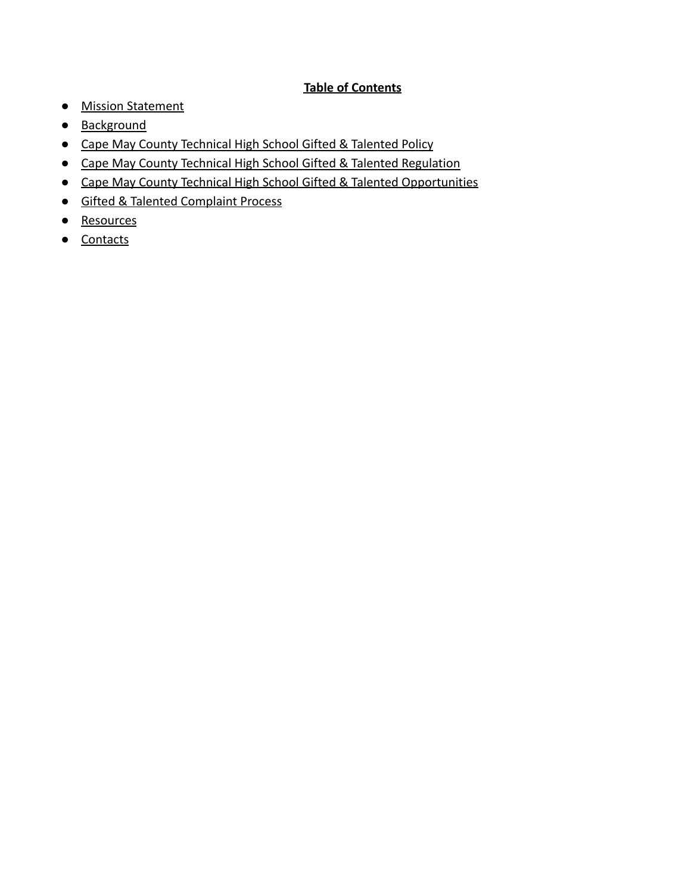## Table of Contents

- Mission Statement
- Background
- Cape May County Technical High School Gifted & Talented Policy
- Cape May County Technical High School Gifted & Talented Regulation
- Cape May County Technical High School Gifted & Talented Opportunities
- Gifted & Talented Complaint Process
- Resources
- Contacts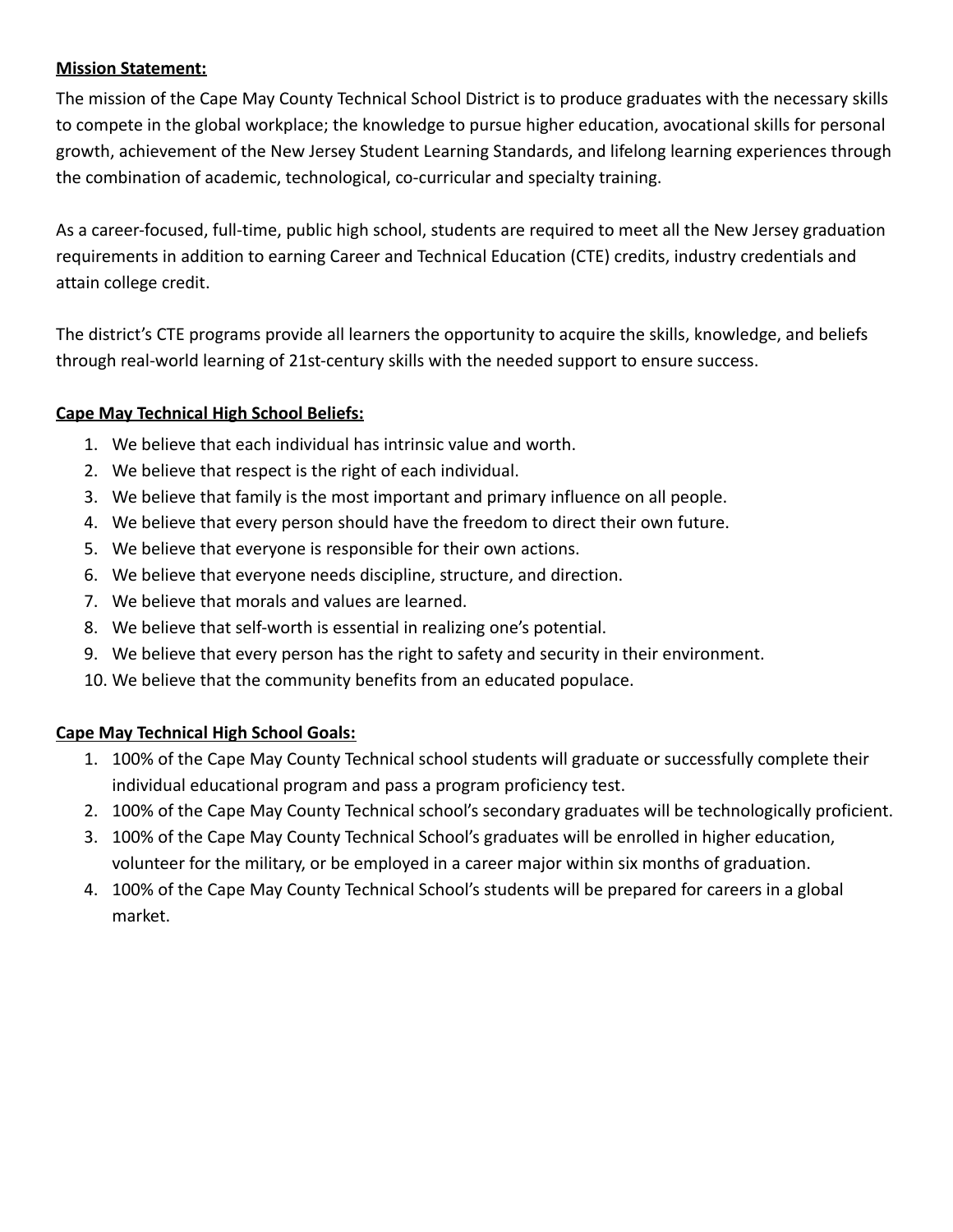**Mission Statement:**

The mission of the Cape May County Technical School District is to produce graduates with the necessary skills to compete in the global workplace; the knowledge to pursue higher education, avocational skills for personal growth, achievement of the New Jersey Student Learning Standards, and lifelong learning experiences through the combination of academic, technological, co-curricular and specialty training.

As a career-focused, full-time, public high school, students are required to meet all the New Jersey graduation requirements in addition to earning Career and Technical Education (CTE) credits, industry credentials and attain college credit.

The district's CTE programs provide all learners the opportunity to acquire the skills, knowledge, and beliefs through real-world learning of 21st-century skills with the needed support to ensure success.

**Cape May Technical High School Beliefs:**

1. We believe that each individual has intrinsic value and worth.
2. We believe that respect is the right of each individual.
3. We believe that family is the most important and primary influence on all people.
4. We believe that every person should have the freedom to direct their own future.
5. We believe that everyone is responsible for their own actions.
6. We believe that everyone needs discipline, structure, and direction.
7. We believe that morals and values are learned.
8. We believe that self-worth is essential in realizing one's potential.
9. We believe that every person has the right to safety and security in their environment.
10. We believe that the community benefits from an educated populace.

**Cape May Technical High School Goals:**

1. 100% of the Cape May County Technical school students will graduate or successfully complete their individual educational program and pass a program proficiency test.
2. 100% of the Cape May County Technical school's secondary graduates will be technologically proficient.
3. 100% of the Cape May County Technical School's graduates will be enrolled in higher education, volunteer for the military, or be employed in a career major within six months of graduation.
4. 100% of the Cape May County Technical School's students will be prepared for careers in a global market.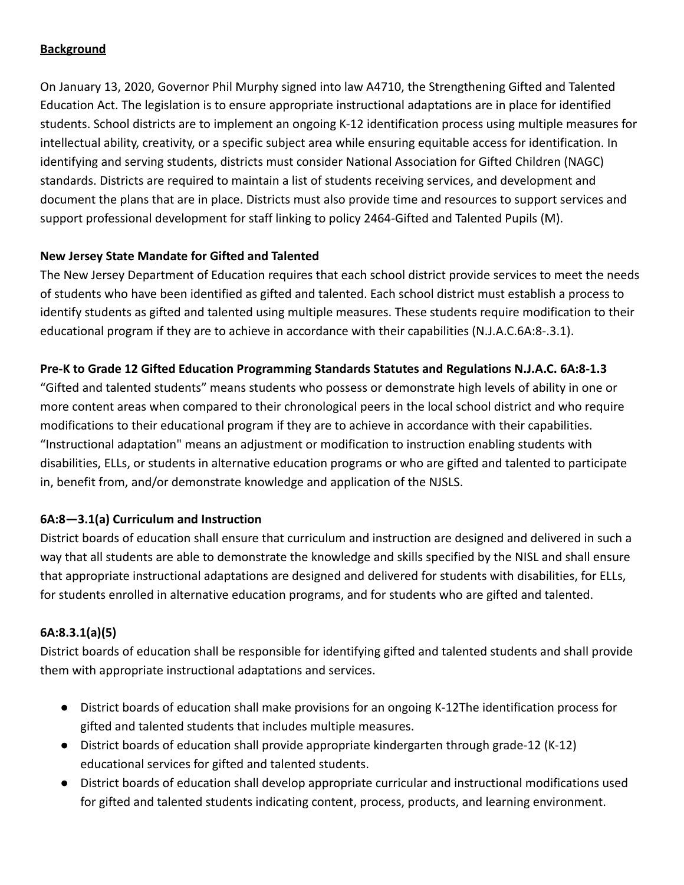**<u>Background</u>**

On January 13, 2020, Governor Phil Murphy signed into law A4710, the Strengthening Gifted and Talented Education Act. The legislation is to ensure appropriate instructional adaptations are in place for identified students. School districts are to implement an ongoing K-12 identification process using multiple measures for intellectual ability, creativity, or a specific subject area while ensuring equitable access for identification. In identifying and serving students, districts must consider National Association for Gifted Children (NAGC) standards. Districts are required to maintain a list of students receiving services, and development and document the plans that are in place. Districts must also provide time and resources to support services and support professional development for staff linking to policy 2464-Gifted and Talented Pupils (M).

**New Jersey State Mandate for Gifted and Talented**

The New Jersey Department of Education requires that each school district provide services to meet the needs of students who have been identified as gifted and talented. Each school district must establish a process to identify students as gifted and talented using multiple measures. These students require modification to their educational program if they are to achieve in accordance with their capabilities (N.J.A.C.6A:8-.3.1).

**Pre-K to Grade 12 Gifted Education Programming Standards Statutes and Regulations N.J.A.C. 6A:8-1.3**

"Gifted and talented students" means students who possess or demonstrate high levels of ability in one or more content areas when compared to their chronological peers in the local school district and who require modifications to their educational program if they are to achieve in accordance with their capabilities. "Instructional adaptation" means an adjustment or modification to instruction enabling students with disabilities, ELLs, or students in alternative education programs or who are gifted and talented to participate in, benefit from, and/or demonstrate knowledge and application of the NJSLS.

**6A:8—3.1(a) Curriculum and Instruction**

District boards of education shall ensure that curriculum and instruction are designed and delivered in such a way that all students are able to demonstrate the knowledge and skills specified by the NISL and shall ensure that appropriate instructional adaptations are designed and delivered for students with disabilities, for ELLs, for students enrolled in alternative education programs, and for students who are gifted and talented.

**6A:8.3.1(a)(5)**

District boards of education shall be responsible for identifying gifted and talented students and shall provide them with appropriate instructional adaptations and services.

- District boards of education shall make provisions for an ongoing K-12The identification process for gifted and talented students that includes multiple measures.
- District boards of education shall provide appropriate kindergarten through grade-12 (K-12) educational services for gifted and talented students.
- District boards of education shall develop appropriate curricular and instructional modifications used for gifted and talented students indicating content, process, products, and learning environment.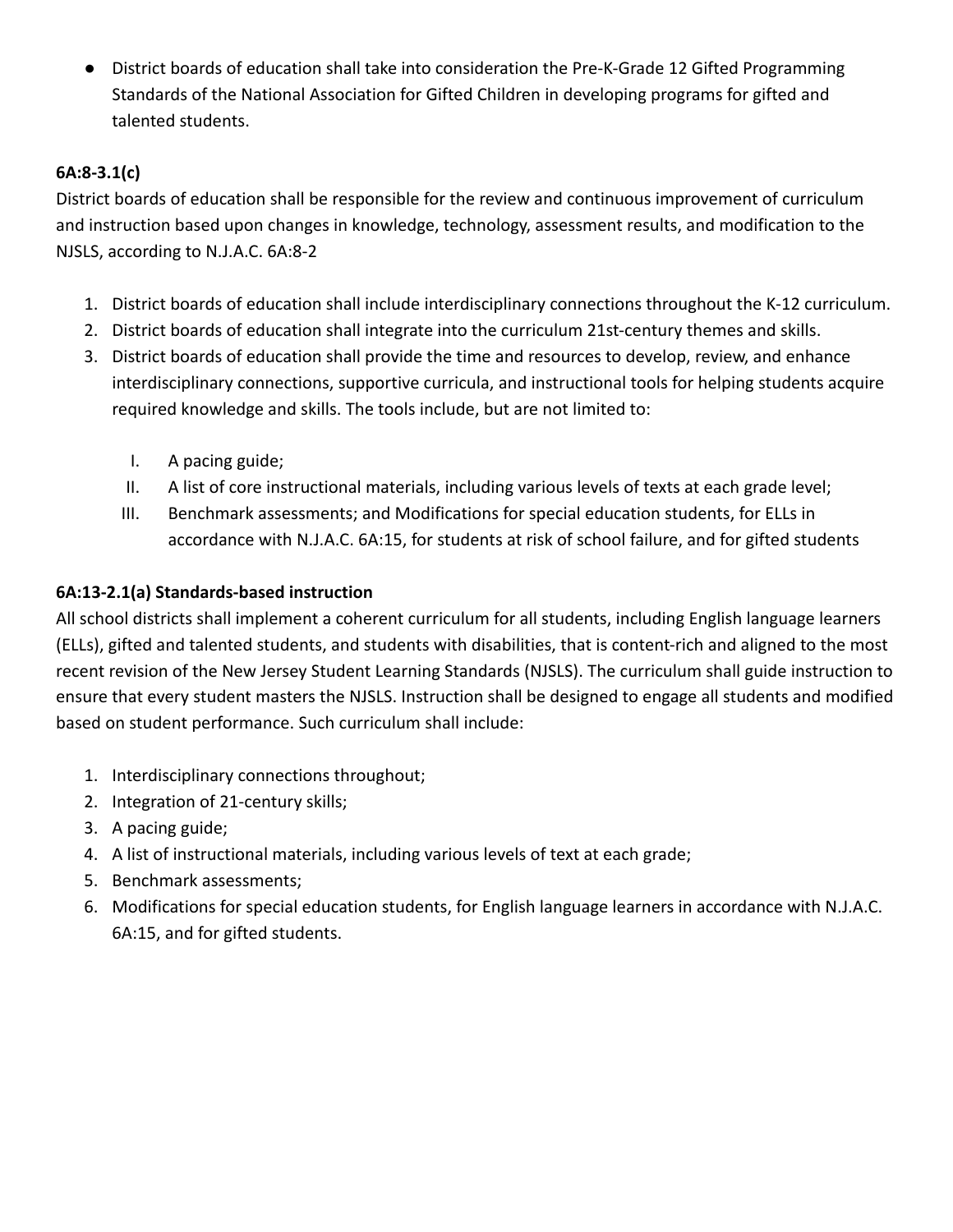- District boards of education shall take into consideration the Pre-K-Grade 12 Gifted Programming Standards of the National Association for Gifted Children in developing programs for gifted and talented students.

**6A:8-3.1(c)**

District boards of education shall be responsible for the review and continuous improvement of curriculum and instruction based upon changes in knowledge, technology, assessment results, and modification to the NJSLS, according to N.J.A.C. 6A:8-2

1. District boards of education shall include interdisciplinary connections throughout the K-12 curriculum.
2. District boards of education shall integrate into the curriculum 21st-century themes and skills.
3. District boards of education shall provide the time and resources to develop, review, and enhance interdisciplinary connections, supportive curricula, and instructional tools for helping students acquire required knowledge and skills. The tools include, but are not limited to:

    I. A pacing guide;
    II. A list of core instructional materials, including various levels of texts at each grade level;
    III. Benchmark assessments; and Modifications for special education students, for ELLs in accordance with N.J.A.C. 6A:15, for students at risk of school failure, and for gifted students

**6A:13-2.1(a) Standards-based instruction**

All school districts shall implement a coherent curriculum for all students, including English language learners (ELLs), gifted and talented students, and students with disabilities, that is content-rich and aligned to the most recent revision of the New Jersey Student Learning Standards (NJSLS). The curriculum shall guide instruction to ensure that every student masters the NJSLS. Instruction shall be designed to engage all students and modified based on student performance. Such curriculum shall include:

1. Interdisciplinary connections throughout;
2. Integration of 21-century skills;
3. A pacing guide;
4. A list of instructional materials, including various levels of text at each grade;
5. Benchmark assessments;
6. Modifications for special education students, for English language learners in accordance with N.J.A.C. 6A:15, and for gifted students.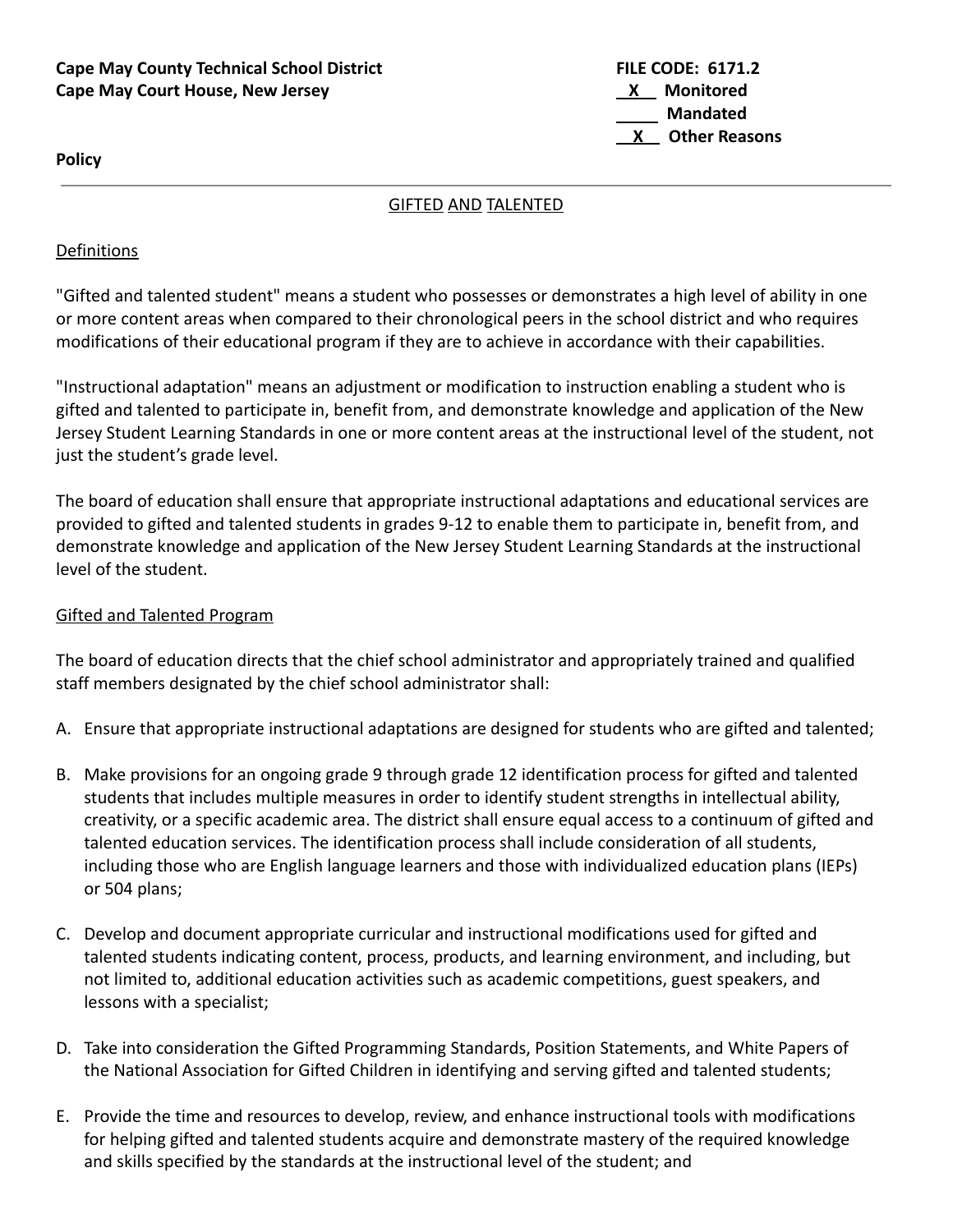**Cape May County Technical School District**
**Cape May Court House, New Jersey**

**FILE CODE: 6171.2**
**X Monitored**
**Mandated**
**X Other Reasons**

**Policy**

---

## GIFTED AND TALENTED

### Definitions

"Gifted and talented student" means a student who possesses or demonstrates a high level of ability in one or more content areas when compared to their chronological peers in the school district and who requires modifications of their educational program if they are to achieve in accordance with their capabilities.

"Instructional adaptation" means an adjustment or modification to instruction enabling a student who is gifted and talented to participate in, benefit from, and demonstrate knowledge and application of the New Jersey Student Learning Standards in one or more content areas at the instructional level of the student, not just the student's grade level.

The board of education shall ensure that appropriate instructional adaptations and educational services are provided to gifted and talented students in grades 9-12 to enable them to participate in, benefit from, and demonstrate knowledge and application of the New Jersey Student Learning Standards at the instructional level of the student.

### Gifted and Talented Program

The board of education directs that the chief school administrator and appropriately trained and qualified staff members designated by the chief school administrator shall:

A. Ensure that appropriate instructional adaptations are designed for students who are gifted and talented;

B. Make provisions for an ongoing grade 9 through grade 12 identification process for gifted and talented students that includes multiple measures in order to identify student strengths in intellectual ability, creativity, or a specific academic area. The district shall ensure equal access to a continuum of gifted and talented education services. The identification process shall include consideration of all students, including those who are English language learners and those with individualized education plans (IEPs) or 504 plans;

C. Develop and document appropriate curricular and instructional modifications used for gifted and talented students indicating content, process, products, and learning environment, and including, but not limited to, additional education activities such as academic competitions, guest speakers, and lessons with a specialist;

D. Take into consideration the Gifted Programming Standards, Position Statements, and White Papers of the National Association for Gifted Children in identifying and serving gifted and talented students;

E. Provide the time and resources to develop, review, and enhance instructional tools with modifications for helping gifted and talented students acquire and demonstrate mastery of the required knowledge and skills specified by the standards at the instructional level of the student; and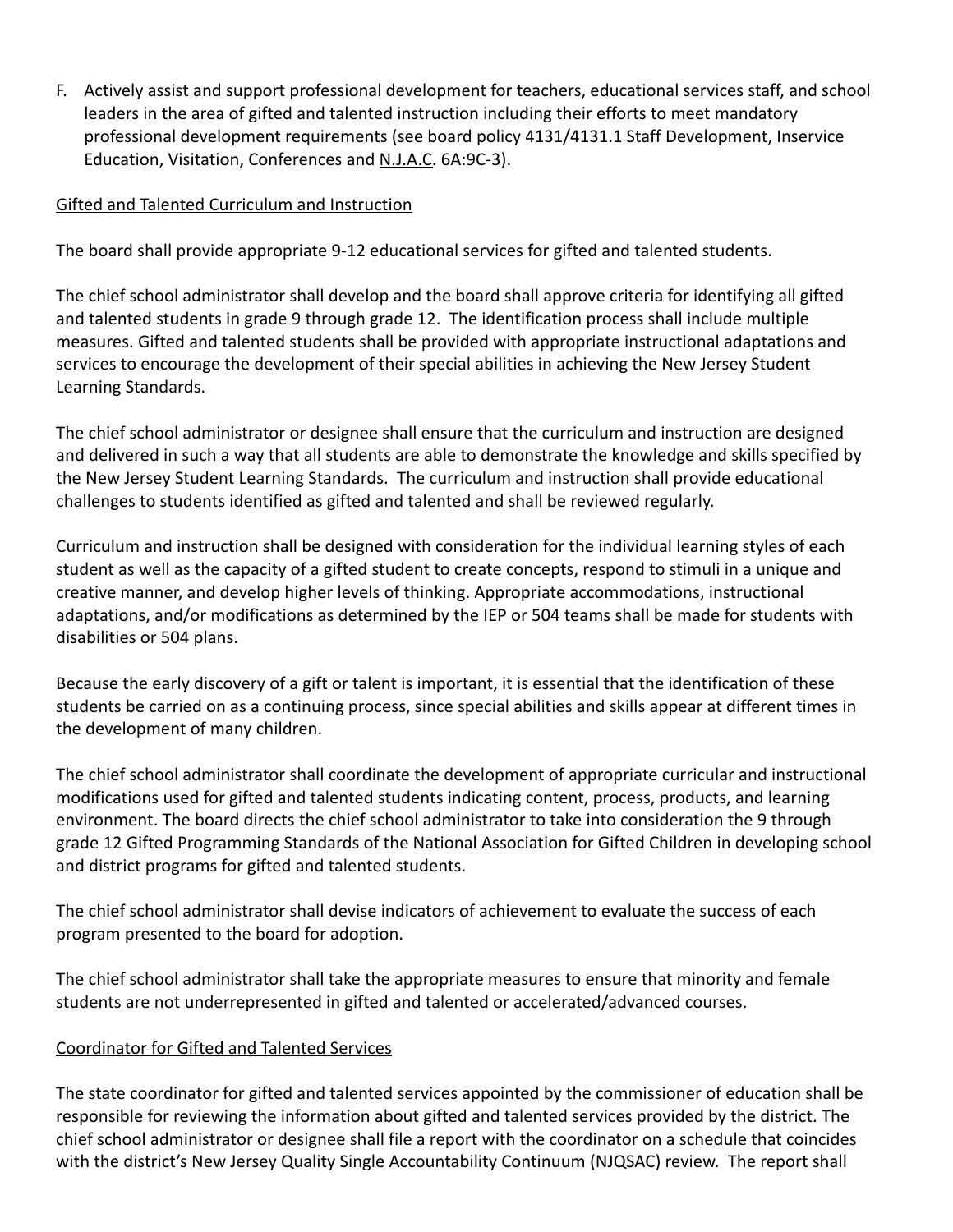F. Actively assist and support professional development for teachers, educational services staff, and school leaders in the area of gifted and talented instruction including their efforts to meet mandatory professional development requirements (see board policy 4131/4131.1 Staff Development, Inservice Education, Visitation, Conferences and N.J.A.C. 6A:9C-3).

Gifted and Talented Curriculum and Instruction

The board shall provide appropriate 9-12 educational services for gifted and talented students.

The chief school administrator shall develop and the board shall approve criteria for identifying all gifted and talented students in grade 9 through grade 12. The identification process shall include multiple measures. Gifted and talented students shall be provided with appropriate instructional adaptations and services to encourage the development of their special abilities in achieving the New Jersey Student Learning Standards.

The chief school administrator or designee shall ensure that the curriculum and instruction are designed and delivered in such a way that all students are able to demonstrate the knowledge and skills specified by the New Jersey Student Learning Standards. The curriculum and instruction shall provide educational challenges to students identified as gifted and talented and shall be reviewed regularly.

Curriculum and instruction shall be designed with consideration for the individual learning styles of each student as well as the capacity of a gifted student to create concepts, respond to stimuli in a unique and creative manner, and develop higher levels of thinking. Appropriate accommodations, instructional adaptations, and/or modifications as determined by the IEP or 504 teams shall be made for students with disabilities or 504 plans.

Because the early discovery of a gift or talent is important, it is essential that the identification of these students be carried on as a continuing process, since special abilities and skills appear at different times in the development of many children.

The chief school administrator shall coordinate the development of appropriate curricular and instructional modifications used for gifted and talented students indicating content, process, products, and learning environment. The board directs the chief school administrator to take into consideration the 9 through grade 12 Gifted Programming Standards of the National Association for Gifted Children in developing school and district programs for gifted and talented students.

The chief school administrator shall devise indicators of achievement to evaluate the success of each program presented to the board for adoption.

The chief school administrator shall take the appropriate measures to ensure that minority and female students are not underrepresented in gifted and talented or accelerated/advanced courses.

Coordinator for Gifted and Talented Services

The state coordinator for gifted and talented services appointed by the commissioner of education shall be responsible for reviewing the information about gifted and talented services provided by the district. The chief school administrator or designee shall file a report with the coordinator on a schedule that coincides with the district's New Jersey Quality Single Accountability Continuum (NJQSAC) review. The report shall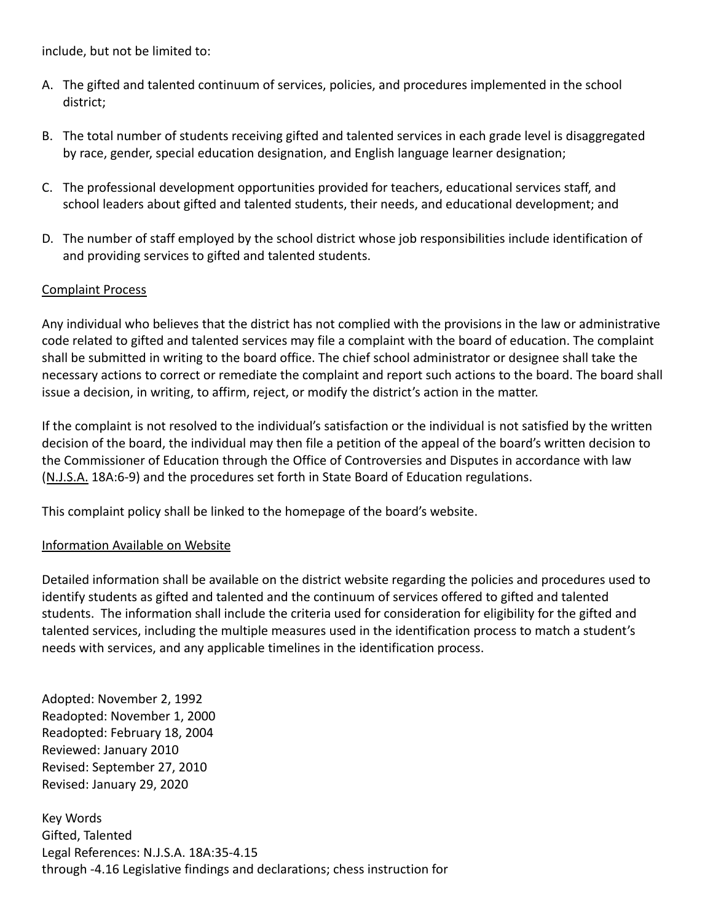include, but not be limited to:

A. The gifted and talented continuum of services, policies, and procedures implemented in the school district;

B. The total number of students receiving gifted and talented services in each grade level is disaggregated by race, gender, special education designation, and English language learner designation;

C. The professional development opportunities provided for teachers, educational services staff, and school leaders about gifted and talented students, their needs, and educational development; and

D. The number of staff employed by the school district whose job responsibilities include identification of and providing services to gifted and talented students.

<u>Complaint Process</u>

Any individual who believes that the district has not complied with the provisions in the law or administrative code related to gifted and talented services may file a complaint with the board of education. The complaint shall be submitted in writing to the board office. The chief school administrator or designee shall take the necessary actions to correct or remediate the complaint and report such actions to the board. The board shall issue a decision, in writing, to affirm, reject, or modify the district's action in the matter.

If the complaint is not resolved to the individual's satisfaction or the individual is not satisfied by the written decision of the board, the individual may then file a petition of the appeal of the board's written decision to the Commissioner of Education through the Office of Controversies and Disputes in accordance with law (<u>N.J.S.A.</u> 18A:6-9) and the procedures set forth in State Board of Education regulations.

This complaint policy shall be linked to the homepage of the board's website.

<u>Information Available on Website</u>

Detailed information shall be available on the district website regarding the policies and procedures used to identify students as gifted and talented and the continuum of services offered to gifted and talented students. The information shall include the criteria used for consideration for eligibility for the gifted and talented services, including the multiple measures used in the identification process to match a student's needs with services, and any applicable timelines in the identification process.

Adopted: November 2, 1992
Readopted: November 1, 2000
Readopted: February 18, 2004
Reviewed: January 2010
Revised: September 27, 2010
Revised: January 29, 2020

Key Words
Gifted, Talented
Legal References: N.J.S.A. 18A:35-4.15
through -4.16 Legislative findings and declarations; chess instruction for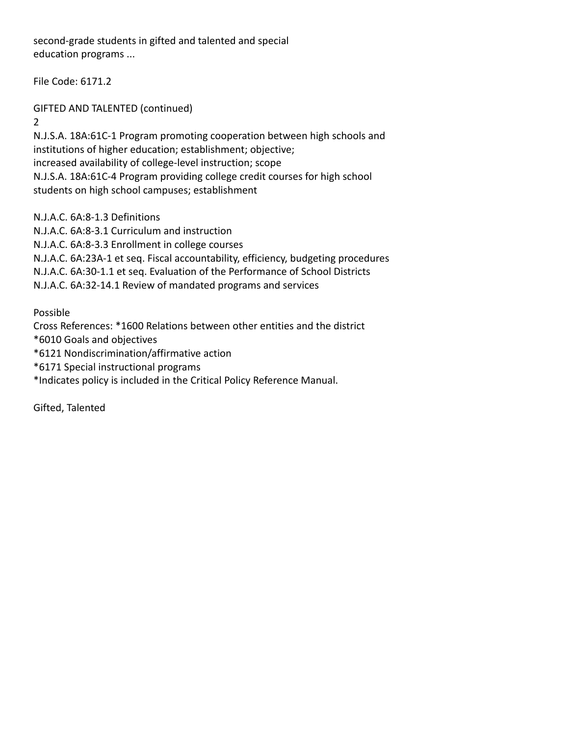second-grade students in gifted and talented and special education programs ...

File Code: 6171.2

GIFTED AND TALENTED (continued)

N.J.S.A. 18A:61C-1 Program promoting cooperation between high schools and institutions of higher education; establishment; objective; increased availability of college-level instruction; scope

N.J.S.A. 18A:61C-4 Program providing college credit courses for high school students on high school campuses; establishment

N.J.A.C. 6A:8-1.3 Definitions
N.J.A.C. 6A:8-3.1 Curriculum and instruction
N.J.A.C. 6A:8-3.3 Enrollment in college courses
N.J.A.C. 6A:23A-1 et seq. Fiscal accountability, efficiency, budgeting procedures
N.J.A.C. 6A:30-1.1 et seq. Evaluation of the Performance of School Districts
N.J.A.C. 6A:32-14.1 Review of mandated programs and services

Possible
Cross References: *1600 Relations between other entities and the district
*6010 Goals and objectives
*6121 Nondiscrimination/affirmative action
*6171 Special instructional programs
*Indicates policy is included in the Critical Policy Reference Manual.

Gifted, Talented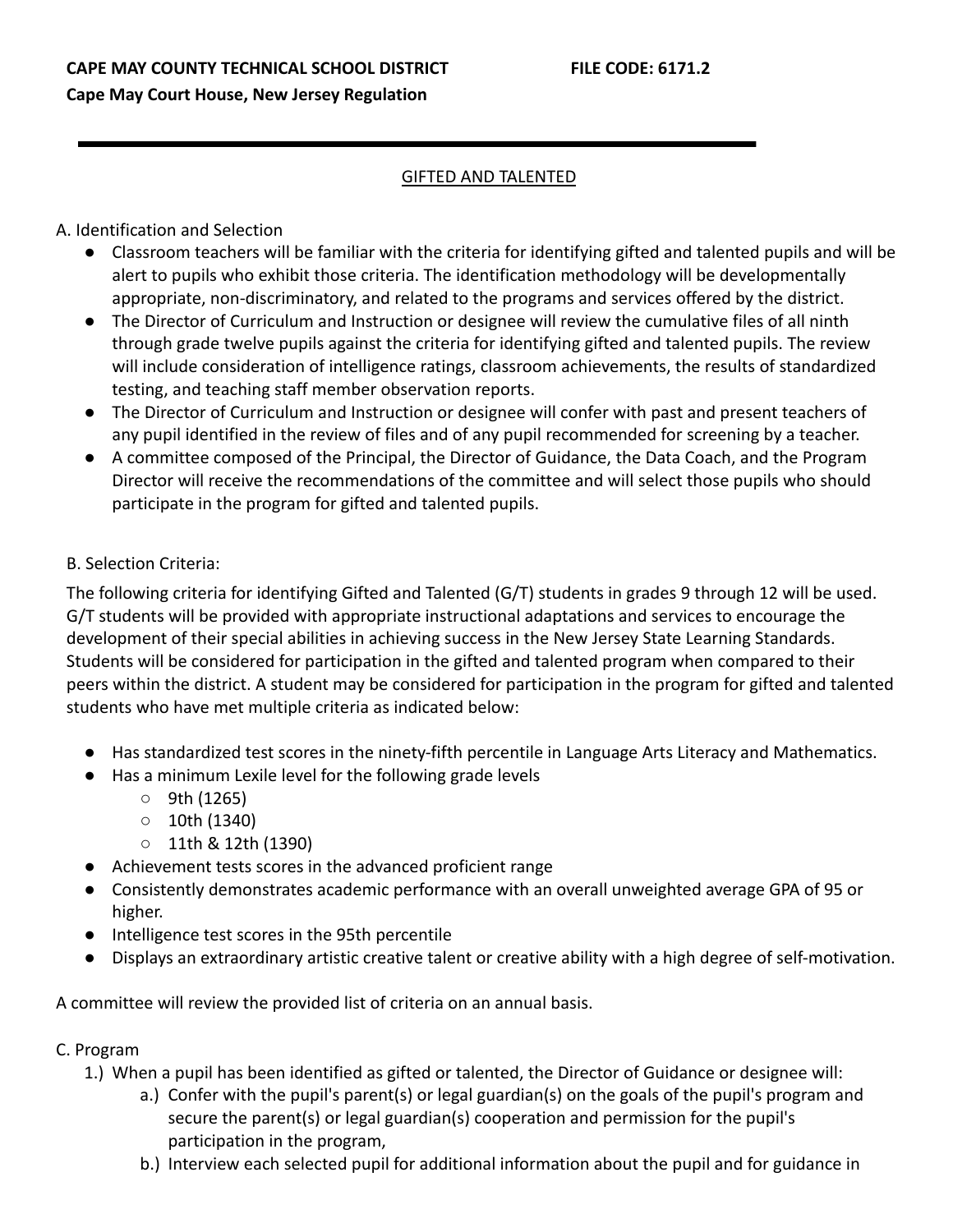**CAPE MAY COUNTY TECHNICAL SCHOOL DISTRICT** **FILE CODE: 6171.2**

**Cape May Court House, New Jersey Regulation**

---

## GIFTED AND TALENTED

A. Identification and Selection

- Classroom teachers will be familiar with the criteria for identifying gifted and talented pupils and will be alert to pupils who exhibit those criteria. The identification methodology will be developmentally appropriate, non-discriminatory, and related to the programs and services offered by the district.
- The Director of Curriculum and Instruction or designee will review the cumulative files of all ninth through grade twelve pupils against the criteria for identifying gifted and talented pupils. The review will include consideration of intelligence ratings, classroom achievements, the results of standardized testing, and teaching staff member observation reports.
- The Director of Curriculum and Instruction or designee will confer with past and present teachers of any pupil identified in the review of files and of any pupil recommended for screening by a teacher.
- A committee composed of the Principal, the Director of Guidance, the Data Coach, and the Program Director will receive the recommendations of the committee and will select those pupils who should participate in the program for gifted and talented pupils.

B. Selection Criteria:

The following criteria for identifying Gifted and Talented (G/T) students in grades 9 through 12 will be used. G/T students will be provided with appropriate instructional adaptations and services to encourage the development of their special abilities in achieving success in the New Jersey State Learning Standards. Students will be considered for participation in the gifted and talented program when compared to their peers within the district. A student may be considered for participation in the program for gifted and talented students who have met multiple criteria as indicated below:

- Has standardized test scores in the ninety-fifth percentile in Language Arts Literacy and Mathematics.
- Has a minimum Lexile level for the following grade levels
  - 9th (1265)
  - 10th (1340)
  - 11th & 12th (1390)
- Achievement tests scores in the advanced proficient range
- Consistently demonstrates academic performance with an overall unweighted average GPA of 95 or higher.
- Intelligence test scores in the 95th percentile
- Displays an extraordinary artistic creative talent or creative ability with a high degree of self-motivation.

A committee will review the provided list of criteria on an annual basis.

C. Program

1.) When a pupil has been identified as gifted or talented, the Director of Guidance or designee will:
   a.) Confer with the pupil's parent(s) or legal guardian(s) on the goals of the pupil's program and secure the parent(s) or legal guardian(s) cooperation and permission for the pupil's participation in the program,
   b.) Interview each selected pupil for additional information about the pupil and for guidance in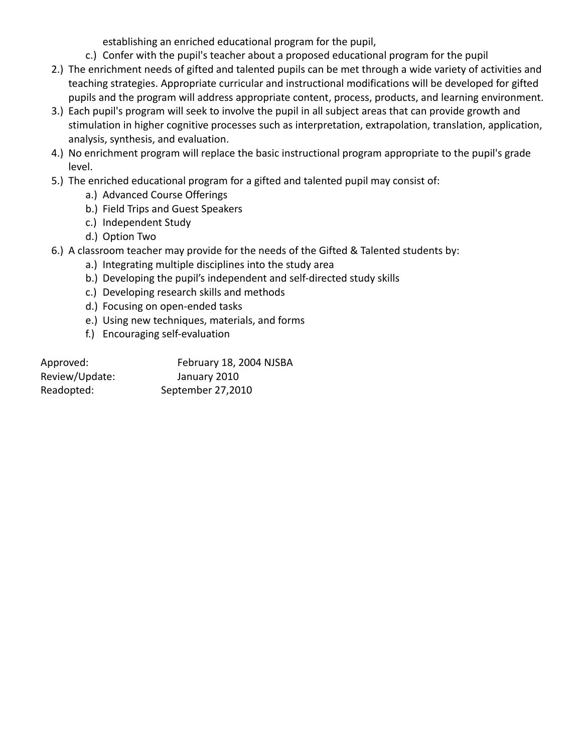establishing an enriched educational program for the pupil,

c.) Confer with the pupil's teacher about a proposed educational program for the pupil

2.) The enrichment needs of gifted and talented pupils can be met through a wide variety of activities and teaching strategies. Appropriate curricular and instructional modifications will be developed for gifted pupils and the program will address appropriate content, process, products, and learning environment.

3.) Each pupil's program will seek to involve the pupil in all subject areas that can provide growth and stimulation in higher cognitive processes such as interpretation, extrapolation, translation, application, analysis, synthesis, and evaluation.

4.) No enrichment program will replace the basic instructional program appropriate to the pupil's grade level.

5.) The enriched educational program for a gifted and talented pupil may consist of:

- a.) Advanced Course Offerings
- b.) Field Trips and Guest Speakers
- c.) Independent Study
- d.) Option Two

6.) A classroom teacher may provide for the needs of the Gifted & Talented students by:

- a.) Integrating multiple disciplines into the study area
- b.) Developing the pupil's independent and self-directed study skills
- c.) Developing research skills and methods
- d.) Focusing on open-ended tasks
- e.) Using new techniques, materials, and forms
- f.) Encouraging self-evaluation

Approved: February 18, 2004 NJSBA
Review/Update: January 2010
Readopted: September 27,2010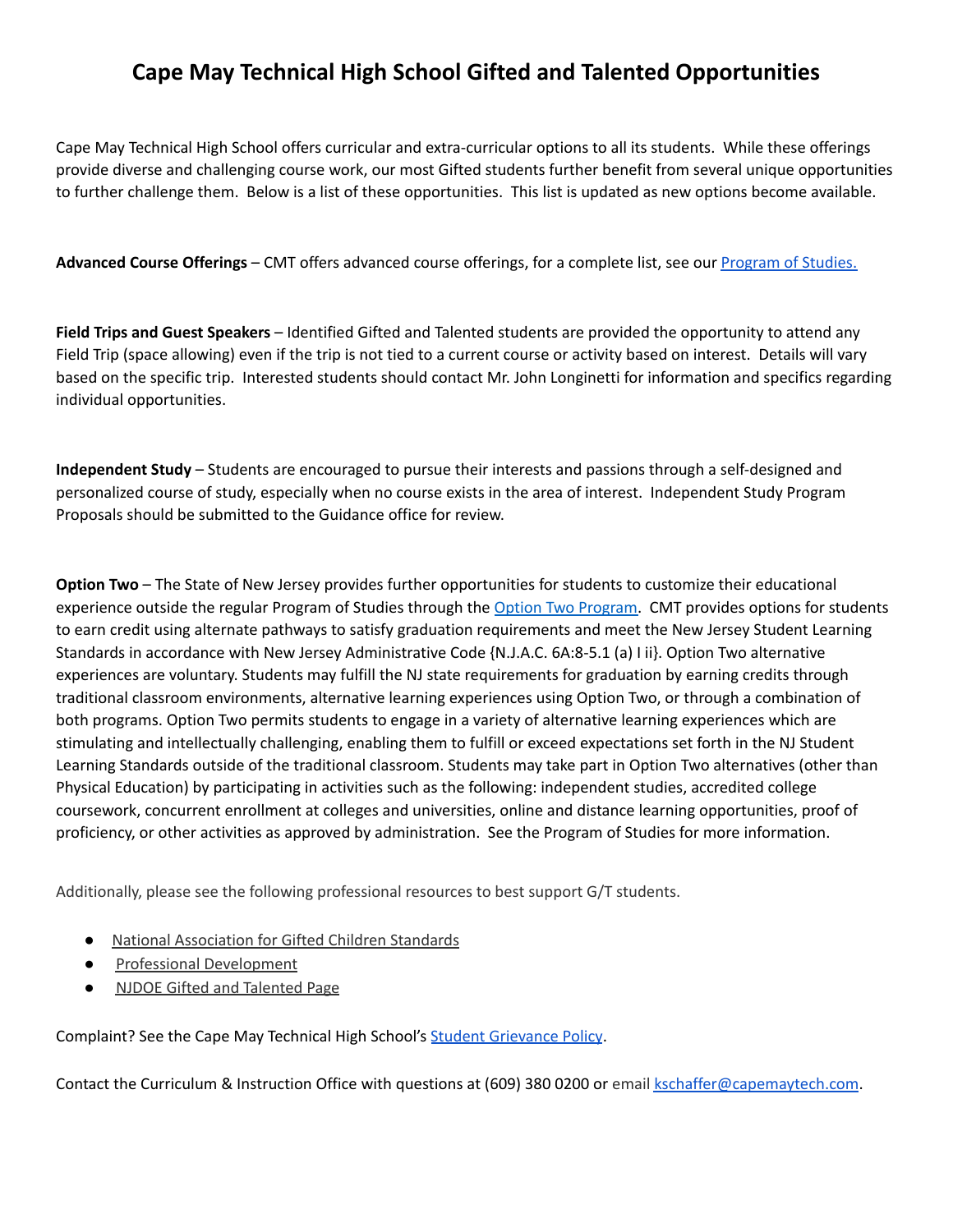# Cape May Technical High School Gifted and Talented Opportunities

Cape May Technical High School offers curricular and extra-curricular options to all its students. While these offerings provide diverse and challenging course work, our most Gifted students further benefit from several unique opportunities to further challenge them. Below is a list of these opportunities. This list is updated as new options become available.

**Advanced Course Offerings** – CMT offers advanced course offerings, for a complete list, see our [Program of Studies.]()

**Field Trips and Guest Speakers** – Identified Gifted and Talented students are provided the opportunity to attend any Field Trip (space allowing) even if the trip is not tied to a current course or activity based on interest. Details will vary based on the specific trip. Interested students should contact Mr. John Longinetti for information and specifics regarding individual opportunities.

**Independent Study** – Students are encouraged to pursue their interests and passions through a self-designed and personalized course of study, especially when no course exists in the area of interest. Independent Study Program Proposals should be submitted to the Guidance office for review.

**Option Two** – The State of New Jersey provides further opportunities for students to customize their educational experience outside the regular Program of Studies through the [Option Two Program](). CMT provides options for students to earn credit using alternate pathways to satisfy graduation requirements and meet the New Jersey Student Learning Standards in accordance with New Jersey Administrative Code {N.J.A.C. 6A:8-5.1 (a) I ii}. Option Two alternative experiences are voluntary. Students may fulfill the NJ state requirements for graduation by earning credits through traditional classroom environments, alternative learning experiences using Option Two, or through a combination of both programs. Option Two permits students to engage in a variety of alternative learning experiences which are stimulating and intellectually challenging, enabling them to fulfill or exceed expectations set forth in the NJ Student Learning Standards outside of the traditional classroom. Students may take part in Option Two alternatives (other than Physical Education) by participating in activities such as the following: independent studies, accredited college coursework, concurrent enrollment at colleges and universities, online and distance learning opportunities, proof of proficiency, or other activities as approved by administration. See the Program of Studies for more information.

Additionally, please see the following professional resources to best support G/T students.

- [National Association for Gifted Children Standards]()
- [Professional Development]()
- [NJDOE Gifted and Talented Page]()

Complaint? See the Cape May Technical High School's [Student Grievance Policy]().

Contact the Curriculum & Instruction Office with questions at (609) 380 0200 or email [kschaffer@capemaytech.com]().